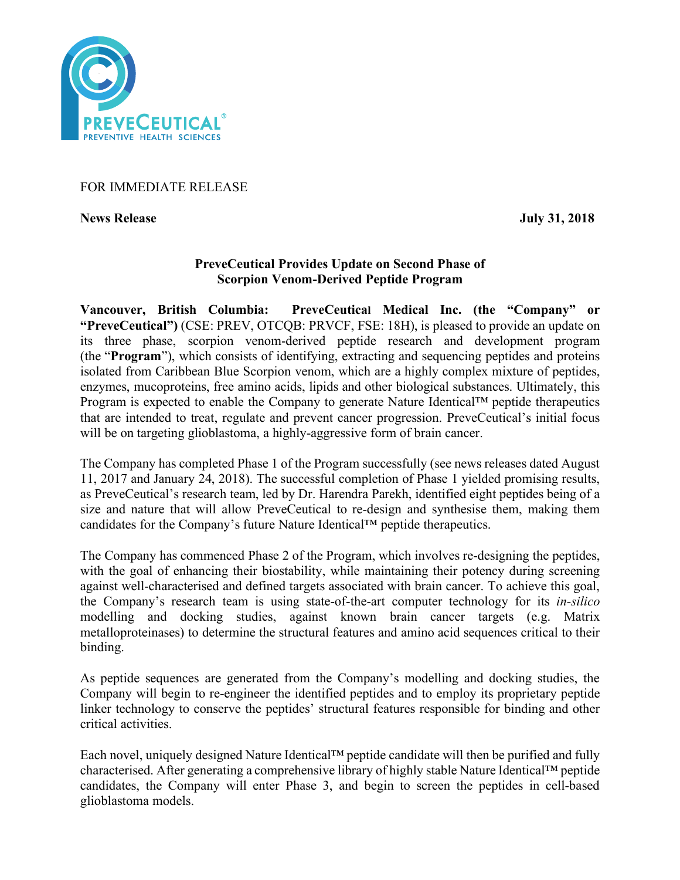FOR IMMEDIATE RELEASE

**News Release** **July 31, 2018**

## PreveCeutical Provides Update on Second Phase of Scorpion Venom-Derived Peptide Program

**Vancouver, British Columbia: PreveCeutical Medical Inc. (the "Company" or "PreveCeutical")** (CSE: PREV, OTCQB: PRVCF, FSE: 18H), is pleased to provide an update on its three phase, scorpion venom-derived peptide research and development program (the "**Program**"), which consists of identifying, extracting and sequencing peptides and proteins isolated from Caribbean Blue Scorpion venom, which are a highly complex mixture of peptides, enzymes, mucoproteins, free amino acids, lipids and other biological substances. Ultimately, this Program is expected to enable the Company to generate Nature Identical™ peptide therapeutics that are intended to treat, regulate and prevent cancer progression. PreveCeutical's initial focus will be on targeting glioblastoma, a highly-aggressive form of brain cancer.

The Company has completed Phase 1 of the Program successfully (see news releases dated August 11, 2017 and January 24, 2018). The successful completion of Phase 1 yielded promising results, as PreveCeutical's research team, led by Dr. Harendra Parekh, identified eight peptides being of a size and nature that will allow PreveCeutical to re-design and synthesise them, making them candidates for the Company's future Nature Identical™ peptide therapeutics.

The Company has commenced Phase 2 of the Program, which involves re-designing the peptides, with the goal of enhancing their biostability, while maintaining their potency during screening against well-characterised and defined targets associated with brain cancer. To achieve this goal, the Company's research team is using state-of-the-art computer technology for its *in-silico* modelling and docking studies, against known brain cancer targets (e.g. Matrix metalloproteinases) to determine the structural features and amino acid sequences critical to their binding.

As peptide sequences are generated from the Company's modelling and docking studies, the Company will begin to re-engineer the identified peptides and to employ its proprietary peptide linker technology to conserve the peptides' structural features responsible for binding and other critical activities.

Each novel, uniquely designed Nature Identical™ peptide candidate will then be purified and fully characterised. After generating a comprehensive library of highly stable Nature Identical™ peptide candidates, the Company will enter Phase 3, and begin to screen the peptides in cell-based glioblastoma models.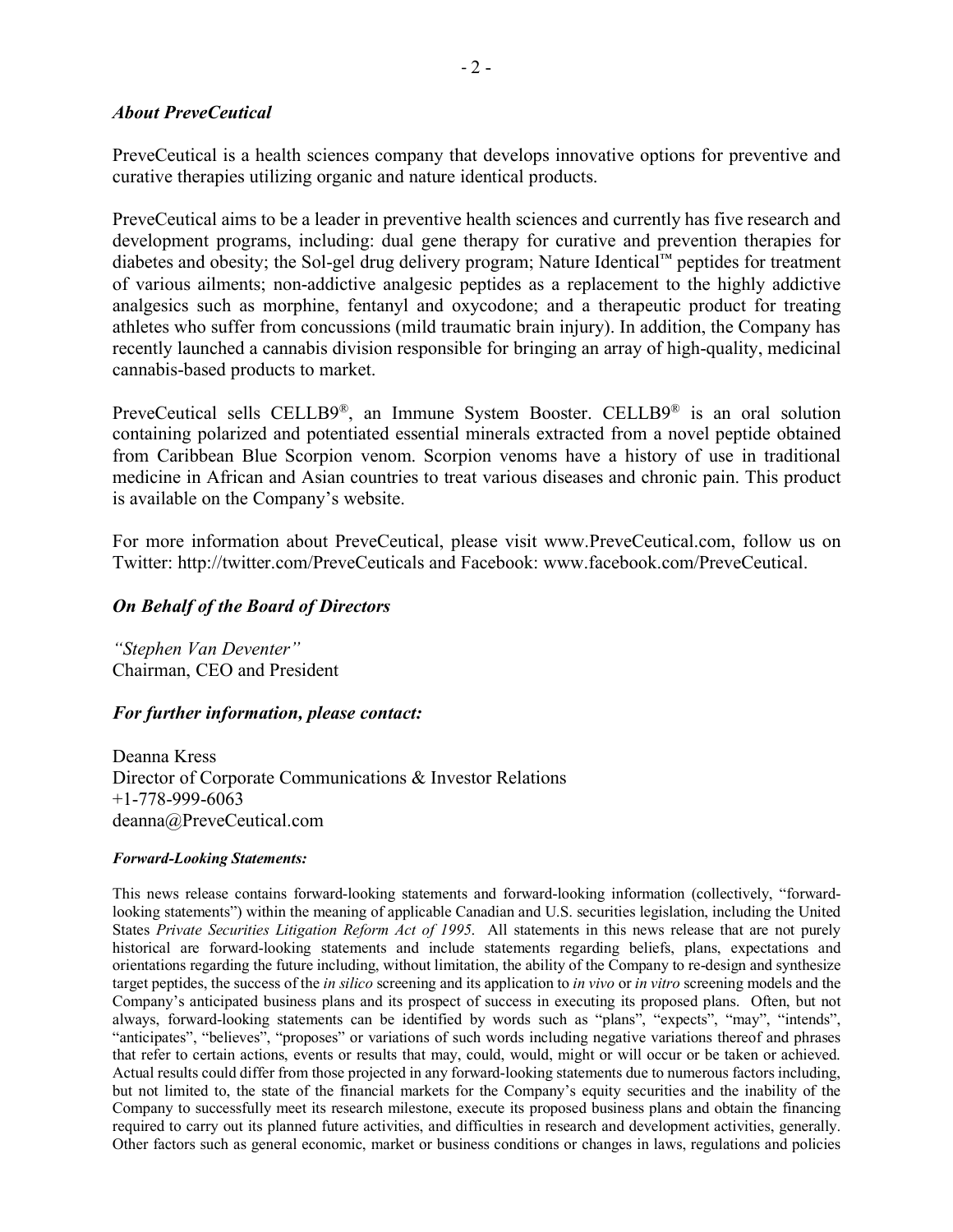### *About PreveCeutical*

PreveCeutical is a health sciences company that develops innovative options for preventive and curative therapies utilizing organic and nature identical products.

PreveCeutical aims to be a leader in preventive health sciences and currently has five research and development programs, including: dual gene therapy for curative and prevention therapies for diabetes and obesity; the Sol-gel drug delivery program; Nature Identical™ peptides for treatment of various ailments; non-addictive analgesic peptides as a replacement to the highly addictive analgesics such as morphine, fentanyl and oxycodone; and a therapeutic product for treating athletes who suffer from concussions (mild traumatic brain injury). In addition, the Company has recently launched a cannabis division responsible for bringing an array of high-quality, medicinal cannabis-based products to market.

PreveCeutical sells CELLB9®, an Immune System Booster. CELLB9® is an oral solution containing polarized and potentiated essential minerals extracted from a novel peptide obtained from Caribbean Blue Scorpion venom. Scorpion venoms have a history of use in traditional medicine in African and Asian countries to treat various diseases and chronic pain. This product is available on the Company's website.

For more information about PreveCeutical, please visit www.PreveCeutical.com, follow us on Twitter: http://twitter.com/PreveCeuticals and Facebook: www.facebook.com/PreveCeutical.

### *On Behalf of the Board of Directors*

*"Stephen Van Deventer"*
Chairman, CEO and President

### *For further information, please contact:*

Deanna Kress
Director of Corporate Communications & Investor Relations
+1-778-999-6063
deanna@PreveCeutical.com

***Forward-Looking Statements:***

This news release contains forward-looking statements and forward-looking information (collectively, "forward-looking statements") within the meaning of applicable Canadian and U.S. securities legislation, including the United States *Private Securities Litigation Reform Act of 1995*. All statements in this news release that are not purely historical are forward-looking statements and include statements regarding beliefs, plans, expectations and orientations regarding the future including, without limitation, the ability of the Company to re-design and synthesize target peptides, the success of the *in silico* screening and its application to *in vivo* or *in vitro* screening models and the Company's anticipated business plans and its prospect of success in executing its proposed plans. Often, but not always, forward-looking statements can be identified by words such as "plans", "expects", "may", "intends", "anticipates", "believes", "proposes" or variations of such words including negative variations thereof and phrases that refer to certain actions, events or results that may, could, would, might or will occur or be taken or achieved. Actual results could differ from those projected in any forward-looking statements due to numerous factors including, but not limited to, the state of the financial markets for the Company's equity securities and the inability of the Company to successfully meet its research milestone, execute its proposed business plans and obtain the financing required to carry out its planned future activities, and difficulties in research and development activities, generally. Other factors such as general economic, market or business conditions or changes in laws, regulations and policies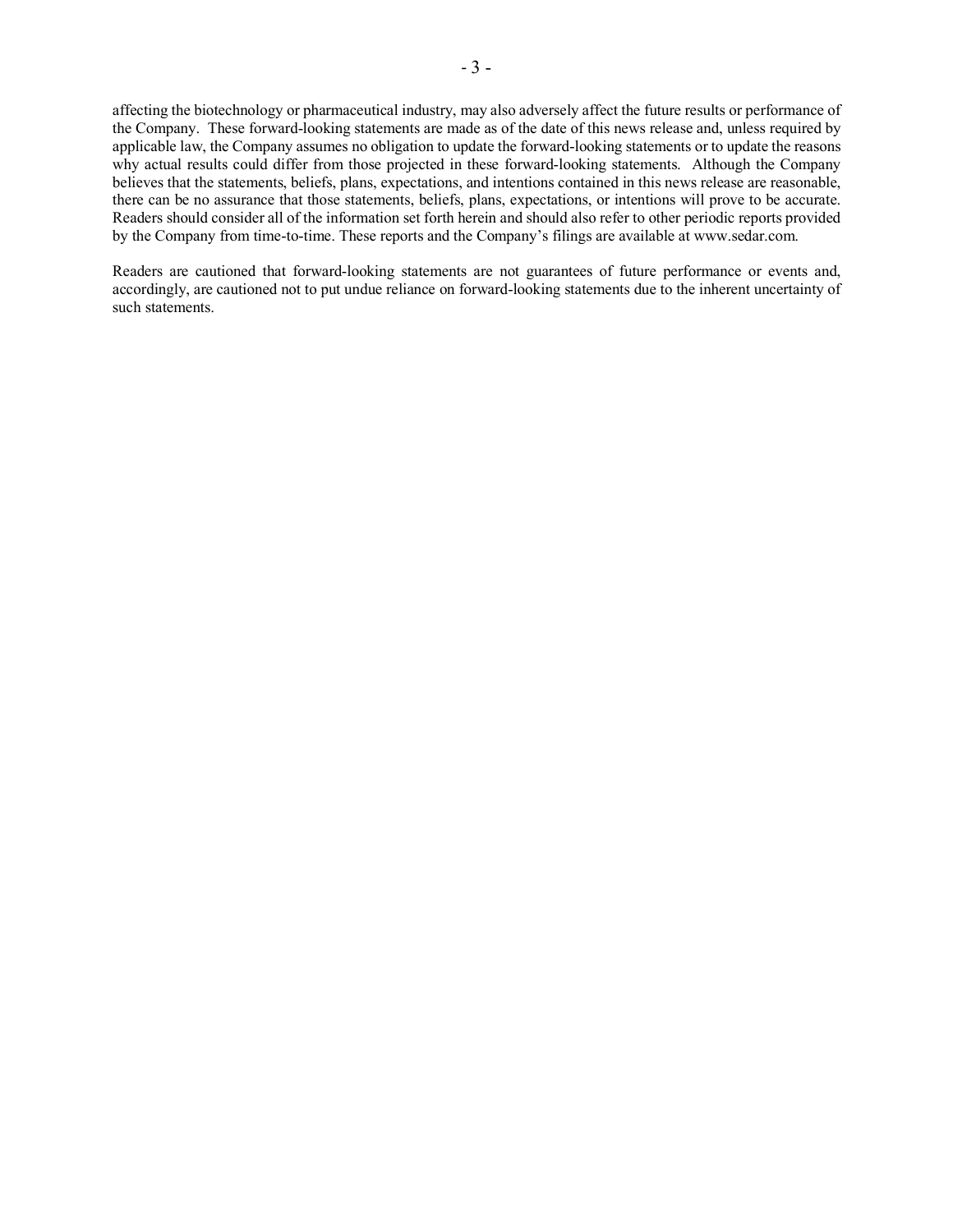affecting the biotechnology or pharmaceutical industry, may also adversely affect the future results or performance of the Company. These forward-looking statements are made as of the date of this news release and, unless required by applicable law, the Company assumes no obligation to update the forward-looking statements or to update the reasons why actual results could differ from those projected in these forward-looking statements. Although the Company believes that the statements, beliefs, plans, expectations, and intentions contained in this news release are reasonable, there can be no assurance that those statements, beliefs, plans, expectations, or intentions will prove to be accurate. Readers should consider all of the information set forth herein and should also refer to other periodic reports provided by the Company from time-to-time. These reports and the Company's filings are available at www.sedar.com.

Readers are cautioned that forward-looking statements are not guarantees of future performance or events and, accordingly, are cautioned not to put undue reliance on forward-looking statements due to the inherent uncertainty of such statements.